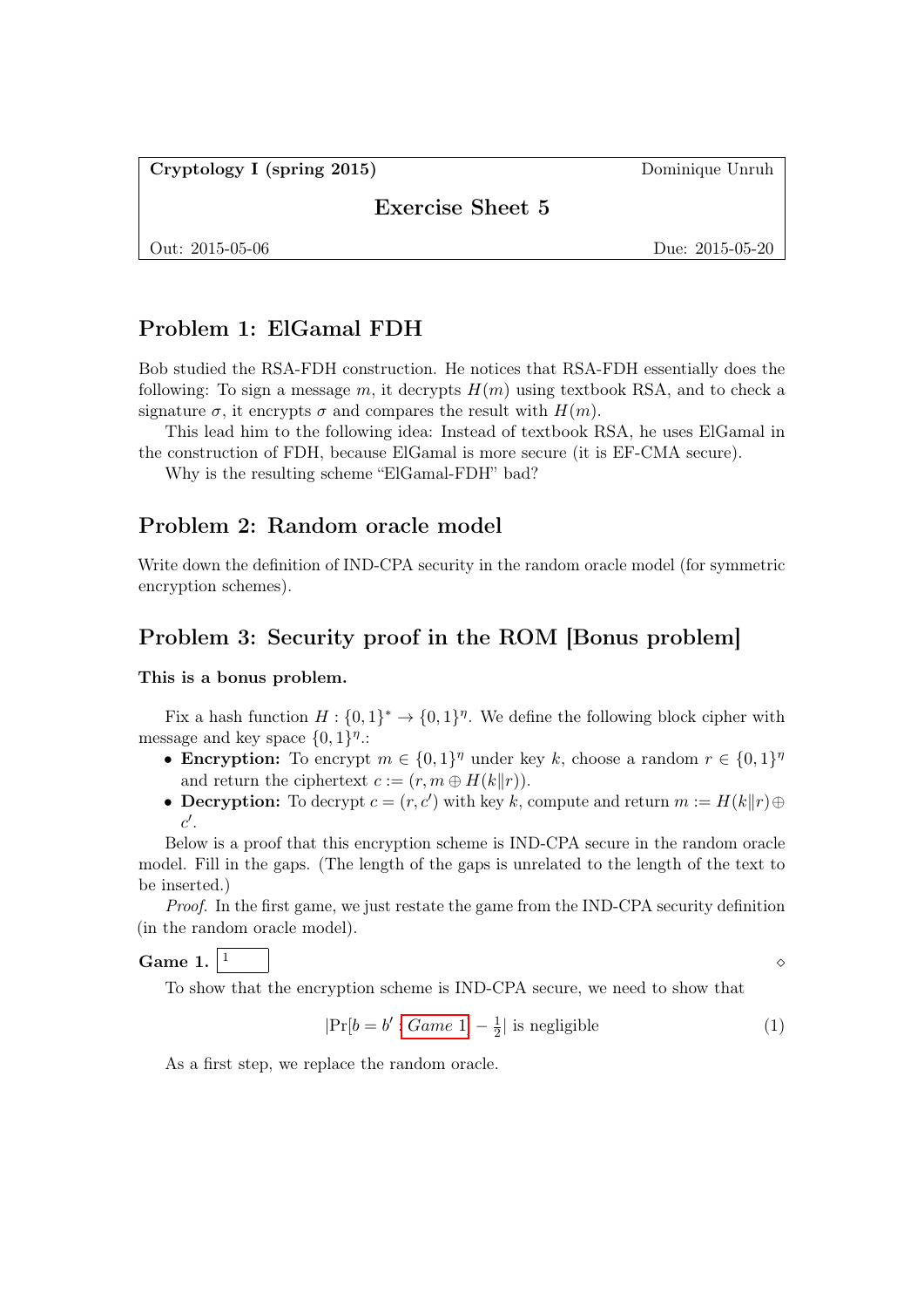**Cryptology I (spring 2015)** Dominique Unruh

## Exercise Sheet 5

Out: 2015-05-06 Due: 2015-05-20

## Problem 1: ElGamal FDH

Bob studied the RSA-FDH construction. He notices that RSA-FDH essentially does the following: To sign a message $m$, it decrypts $H(m)$ using textbook RSA, and to check a signature $\sigma$, it encrypts $\sigma$ and compares the result with $H(m)$.

This lead him to the following idea: Instead of textbook RSA, he uses ElGamal in the construction of FDH, because ElGamal is more secure (it is EF-CMA secure).

Why is the resulting scheme "ElGamal-FDH" bad?

## Problem 2: Random oracle model

Write down the definition of IND-CPA security in the random oracle model (for symmetric encryption schemes).

## Problem 3: Security proof in the ROM [Bonus problem]

**This is a bonus problem.**

Fix a hash function $H : \{0,1\}^* \to \{0,1\}^\eta$. We define the following block cipher with message and key space $\{0,1\}^\eta$.:

- **Encryption:** To encrypt $m \in \{0,1\}^\eta$ under key $k$, choose a random $r \in \{0,1\}^\eta$ and return the ciphertext $c := (r, m \oplus H(k\|r))$.
- **Decryption:** To decrypt $c = (r, c')$ with key $k$, compute and return $m := H(k\|r) \oplus c'$.

Below is a proof that this encryption scheme is IND-CPA secure in the random oracle model. Fill in the gaps. (The length of the gaps is unrelated to the length of the text to be inserted.)

*Proof.* In the first game, we just restate the game from the IND-CPA security definition (in the random oracle model).

**Game 1.** [1] ◇

To show that the encryption scheme is IND-CPA secure, we need to show that

$$|\Pr[b = b' : \textit{Game 1}] - \tfrac{1}{2}| \text{ is negligible} \tag{1}$$

As a first step, we replace the random oracle.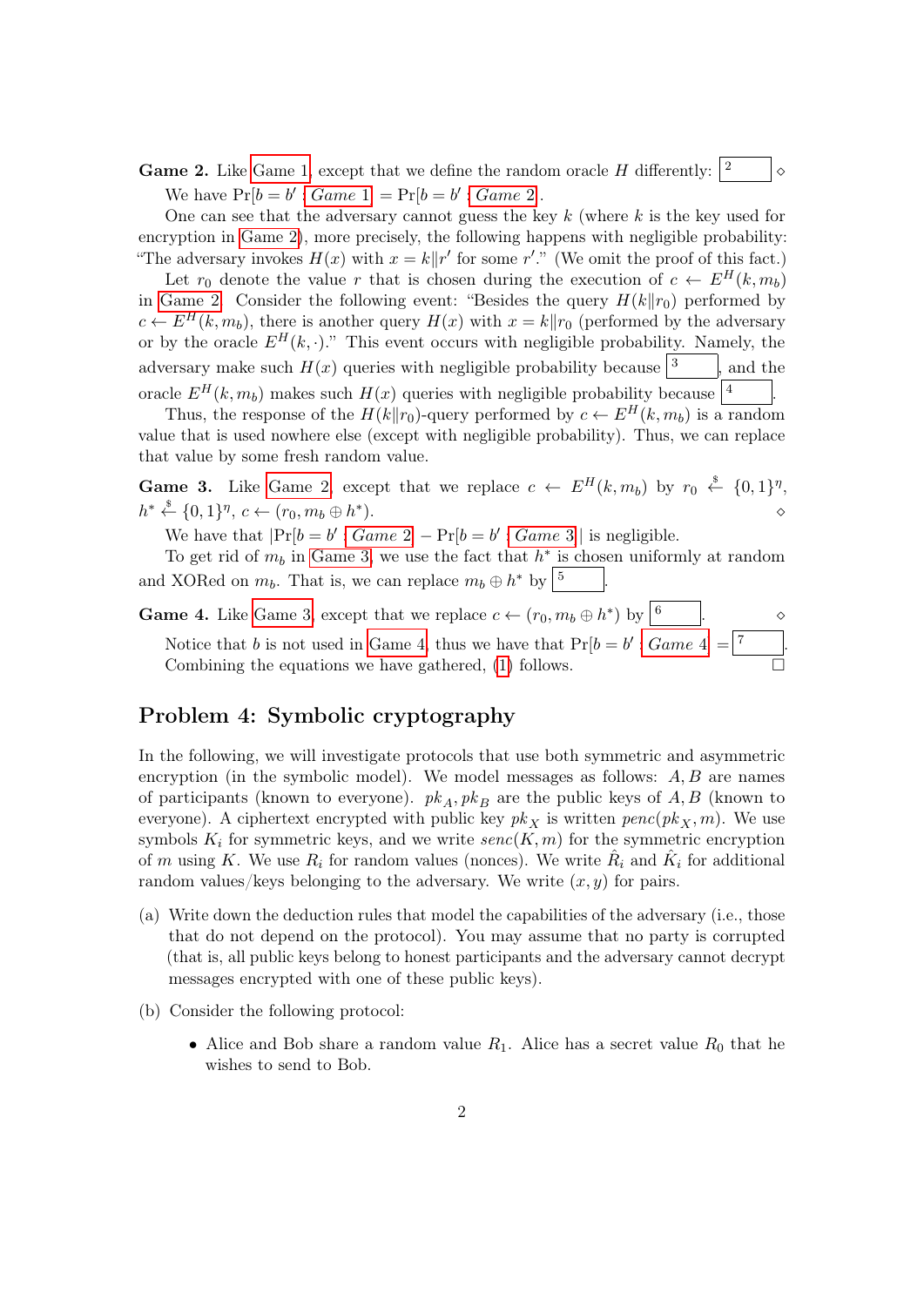**Game 2.** Like Game 1, except that we define the random oracle $H$ differently: [2] $\diamond$

We have $\Pr[b = b' : \textit{Game 1}] = \Pr[b = b' : \textit{Game 2}]$.

One can see that the adversary cannot guess the key $k$ (where $k$ is the key used for encryption in Game 2), more precisely, the following happens with negligible probability: "The adversary invokes $H(x)$ with $x = k\|r'$ for some $r'$." (We omit the proof of this fact.)

Let $r_0$ denote the value $r$ that is chosen during the execution of $c \leftarrow E^H(k, m_b)$ in Game 2. Consider the following event: "Besides the query $H(k\|r_0)$ performed by $c \leftarrow E^H(k, m_b)$, there is another query $H(x)$ with $x = k\|r_0$ (performed by the adversary or by the oracle $E^H(k, \cdot)$." This event occurs with negligible probability. Namely, the adversary make such $H(x)$ queries with negligible probability because [3], and the oracle $E^H(k, m_b)$ makes such $H(x)$ queries with negligible probability because [4].

Thus, the response of the $H(k\|r_0)$-query performed by $c \leftarrow E^H(k, m_b)$ is a random value that is used nowhere else (except with negligible probability). Thus, we can replace that value by some fresh random value.

**Game 3.** Like Game 2, except that we replace $c \leftarrow E^H(k, m_b)$ by $r_0 \xleftarrow{\$} \{0,1\}^\eta$, $h^* \xleftarrow{\$} \{0,1\}^\eta$, $c \leftarrow (r_0, m_b \oplus h^*)$. $\diamond$

We have that $|\Pr[b = b' : \textit{Game 2}] - \Pr[b = b' : \textit{Game 3}]|$ is negligible.

To get rid of $m_b$ in Game 3, we use the fact that $h^*$ is chosen uniformly at random and XORed on $m_b$. That is, we can replace $m_b \oplus h^*$ by [5].

**Game 4.** Like Game 3, except that we replace $c \leftarrow (r_0, m_b \oplus h^*)$ by [6]. $\diamond$

Notice that $b$ is not used in Game 4, thus we have that $\Pr[b = b' : \textit{Game 4}] =$ [7].

Combining the equations we have gathered, (1) follows. $\square$

## Problem 4: Symbolic cryptography

In the following, we will investigate protocols that use both symmetric and asymmetric encryption (in the symbolic model). We model messages as follows: $A, B$ are names of participants (known to everyone). $pk_A, pk_B$ are the public keys of $A, B$ (known to everyone). A ciphertext encrypted with public key $pk_X$ is written $\mathit{penc}(pk_X, m)$. We use symbols $K_i$ for symmetric keys, and we write $\mathit{senc}(K, m)$ for the symmetric encryption of $m$ using $K$. We use $R_i$ for random values (nonces). We write $\hat{R}_i$ and $\hat{K}_i$ for additional random values/keys belonging to the adversary. We write $(x, y)$ for pairs.

(a) Write down the deduction rules that model the capabilities of the adversary (i.e., those that do not depend on the protocol). You may assume that no party is corrupted (that is, all public keys belong to honest participants and the adversary cannot decrypt messages encrypted with one of these public keys).

(b) Consider the following protocol:

- Alice and Bob share a random value $R_1$. Alice has a secret value $R_0$ that he wishes to send to Bob.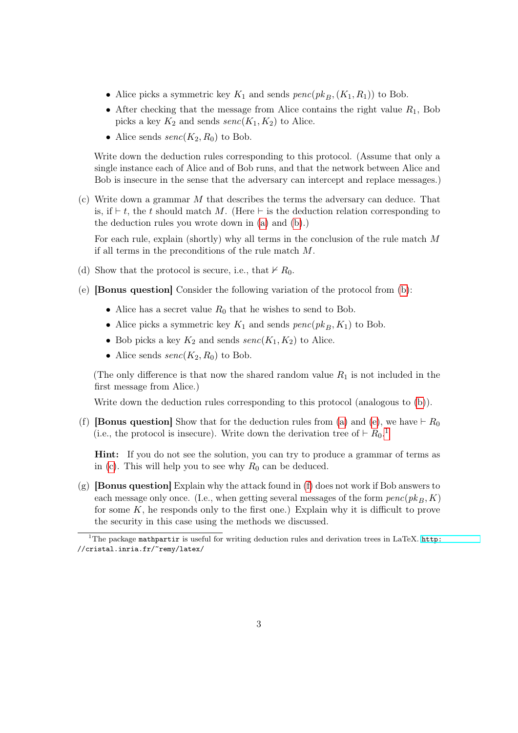- Alice picks a symmetric key $K_1$ and sends $penc(pk_B, (K_1, R_1))$ to Bob.
- After checking that the message from Alice contains the right value $R_1$, Bob picks a key $K_2$ and sends $senc(K_1, K_2)$ to Alice.
- Alice sends $senc(K_2, R_0)$ to Bob.

Write down the deduction rules corresponding to this protocol. (Assume that only a single instance each of Alice and of Bob runs, and that the network between Alice and Bob is insecure in the sense that the adversary can intercept and replace messages.)

(c) Write down a grammar $M$ that describes the terms the adversary can deduce. That is, if $\vdash t$, the $t$ should match $M$. (Here $\vdash$ is the deduction relation corresponding to the deduction rules you wrote down in (a) and (b).)

For each rule, explain (shortly) why all terms in the conclusion of the rule match $M$ if all terms in the preconditions of the rule match $M$.

(d) Show that the protocol is secure, i.e., that $\nvdash R_0$.

(e) **[Bonus question]** Consider the following variation of the protocol from (b):

- Alice has a secret value $R_0$ that he wishes to send to Bob.
- Alice picks a symmetric key $K_1$ and sends $penc(pk_B, K_1)$ to Bob.
- Bob picks a key $K_2$ and sends $senc(K_1, K_2)$ to Alice.
- Alice sends $senc(K_2, R_0)$ to Bob.

(The only difference is that now the shared random value $R_1$ is not included in the first message from Alice.)

Write down the deduction rules corresponding to this protocol (analogous to (b)).

(f) **[Bonus question]** Show that for the deduction rules from (a) and (e), we have $\vdash R_0$ (i.e., the protocol is insecure). Write down the derivation tree of $\vdash R_0$.[1]

**Hint:** If you do not see the solution, you can try to produce a grammar of terms as in (c). This will help you to see why $R_0$ can be deduced.

(g) **[Bonus question]** Explain why the attack found in (f) does not work if Bob answers to each message only once. (I.e., when getting several messages of the form $penc(pk_B, K)$ for some $K$, he responds only to the first one.) Explain why it is difficult to prove the security in this case using the methods we discussed.

---

[1] The package `mathpartir` is useful for writing deduction rules and derivation trees in LaTeX. http://cristal.inria.fr/~remy/latex/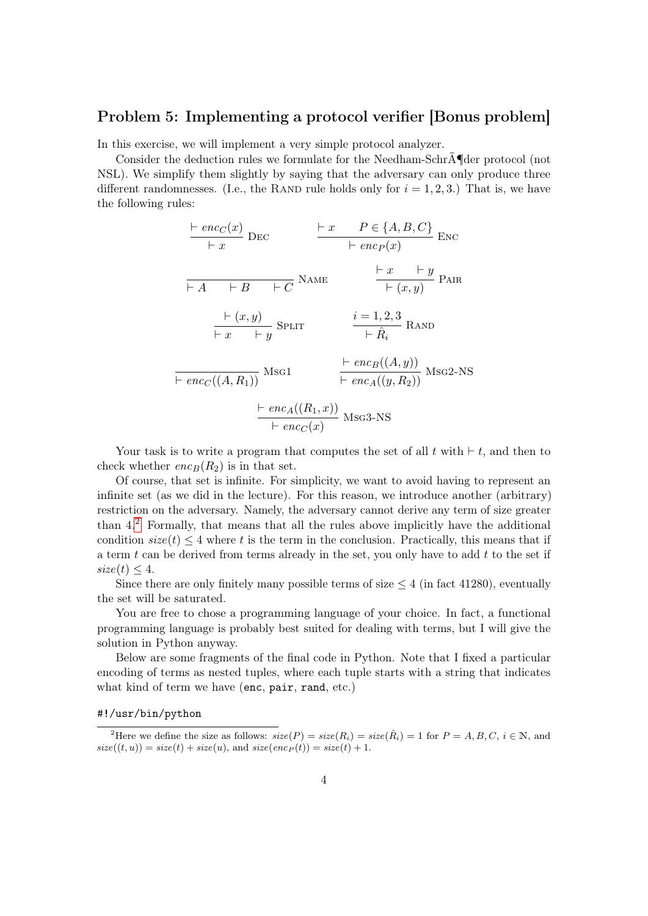## Problem 5: Implementing a protocol verifier [Bonus problem]

In this exercise, we will implement a very simple protocol analyzer.

Consider the deduction rules we formulate for the Needham-SchrÃ¶der protocol (not NSL). We simplify them slightly by saying that the adversary can only produce three different randomnesses. (I.e., the RAND rule holds only for $i = 1, 2, 3$.) That is, we have the following rules:

$$\frac{\vdash enc_C(x)}{\vdash x}\ \text{DEC} \qquad \frac{\vdash x \qquad P \in \{A, B, C\}}{\vdash enc_P(x)}\ \text{ENC}$$

$$\frac{}{\vdash A \qquad \vdash B \qquad \vdash C}\ \text{NAME} \qquad \frac{\vdash x \qquad \vdash y}{\vdash (x, y)}\ \text{PAIR}$$

$$\frac{\vdash (x, y)}{\vdash x \qquad \vdash y}\ \text{SPLIT} \qquad \frac{i = 1, 2, 3}{\vdash \hat{R}_i}\ \text{RAND}$$

$$\frac{}{\vdash enc_C((A, R_1))}\ \text{MSG1} \qquad \frac{\vdash enc_B((A, y))}{\vdash enc_A((y, R_2))}\ \text{MSG2-NS}$$

$$\frac{\vdash enc_A((R_1, x))}{\vdash enc_C(x)}\ \text{MSG3-NS}$$

Your task is to write a program that computes the set of all $t$ with $\vdash t$, and then to check whether $enc_B(R_2)$ is in that set.

Of course, that set is infinite. For simplicity, we want to avoid having to represent an infinite set (as we did in the lecture). For this reason, we introduce another (arbitrary) restriction on the adversary. Namely, the adversary cannot derive any term of size greater than 4.[2] Formally, that means that all the rules above implicitly have the additional condition $size(t) \leq 4$ where $t$ is the term in the conclusion. Practically, this means that if a term $t$ can be derived from terms already in the set, you only have to add $t$ to the set if $size(t) \leq 4$.

Since there are only finitely many possible terms of size $\leq 4$ (in fact 41280), eventually the set will be saturated.

You are free to chose a programming language of your choice. In fact, a functional programming language is probably best suited for dealing with terms, but I will give the solution in Python anyway.

Below are some fragments of the final code in Python. Note that I fixed a particular encoding of terms as nested tuples, where each tuple starts with a string that indicates what kind of term we have (`enc`, `pair`, `rand`, etc.)

```
#!/usr/bin/python
```

[2] Here we define the size as follows: $size(P) = size(R_i) = size(\hat{R}_i) = 1$ for $P = A, B, C$, $i \in \mathbb{N}$, and $size((t, u)) = size(t) + size(u)$, and $size(enc_P(t)) = size(t) + 1$.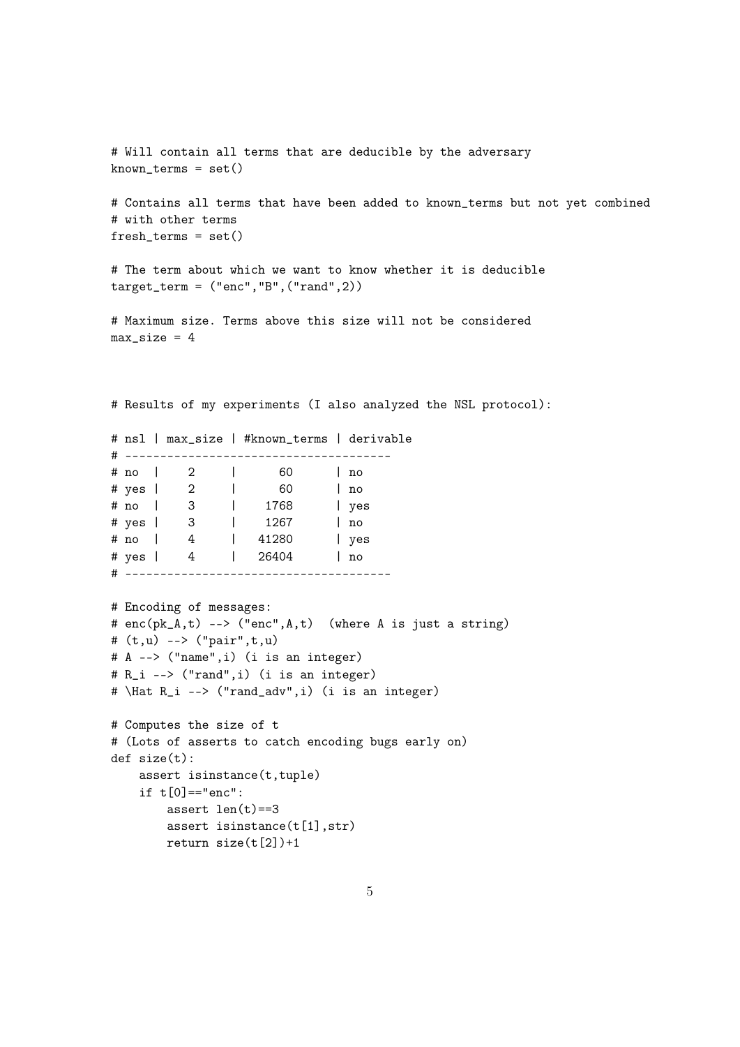```
# Will contain all terms that are deducible by the adversary
known_terms = set()

# Contains all terms that have been added to known_terms but not yet combined
# with other terms
fresh_terms = set()

# The term about which we want to know whether it is deducible
target_term = ("enc","B",("rand",2))

# Maximum size. Terms above this size will not be considered
max_size = 4



# Results of my experiments (I also analyzed the NSL protocol):

# nsl | max_size | #known_terms | derivable
# --------------------------------------
# no  |    2     |      60      | no
# yes |    2     |      60      | no
# no  |    3     |    1768      | yes
# yes |    3     |    1267      | no
# no  |    4     |   41280      | yes
# yes |    4     |   26404      | no
# --------------------------------------

# Encoding of messages:
# enc(pk_A,t) --> ("enc",A,t)  (where A is just a string)
# (t,u) --> ("pair",t,u)
# A --> ("name",i) (i is an integer)
# R_i --> ("rand",i) (i is an integer)
# \Hat R_i --> ("rand_adv",i) (i is an integer)

# Computes the size of t
# (Lots of asserts to catch encoding bugs early on)
def size(t):
    assert isinstance(t,tuple)
    if t[0]=="enc":
        assert len(t)==3
        assert isinstance(t[1],str)
        return size(t[2])+1
```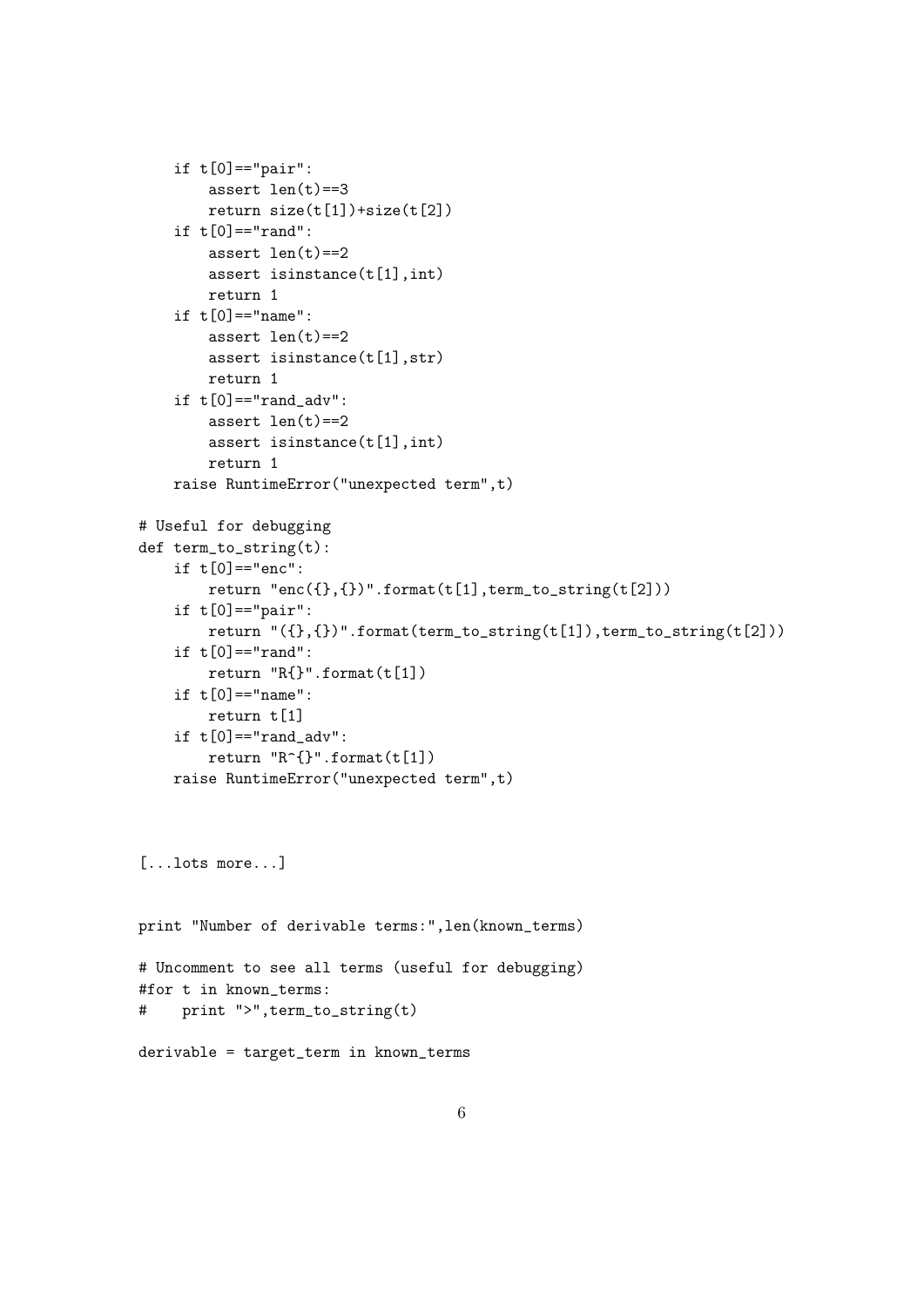```
    if t[0]=="pair":
        assert len(t)==3
        return size(t[1])+size(t[2])
    if t[0]=="rand":
        assert len(t)==2
        assert isinstance(t[1],int)
        return 1
    if t[0]=="name":
        assert len(t)==2
        assert isinstance(t[1],str)
        return 1
    if t[0]=="rand_adv":
        assert len(t)==2
        assert isinstance(t[1],int)
        return 1
    raise RuntimeError("unexpected term",t)

# Useful for debugging
def term_to_string(t):
    if t[0]=="enc":
        return "enc({},{})".format(t[1],term_to_string(t[2]))
    if t[0]=="pair":
        return "({},{})".format(term_to_string(t[1]),term_to_string(t[2]))
    if t[0]=="rand":
        return "R{}".format(t[1])
    if t[0]=="name":
        return t[1]
    if t[0]=="rand_adv":
        return "R^{}".format(t[1])
    raise RuntimeError("unexpected term",t)



[...lots more...]


print "Number of derivable terms:",len(known_terms)

# Uncomment to see all terms (useful for debugging)
#for t in known_terms:
#    print ">",term_to_string(t)

derivable = target_term in known_terms
```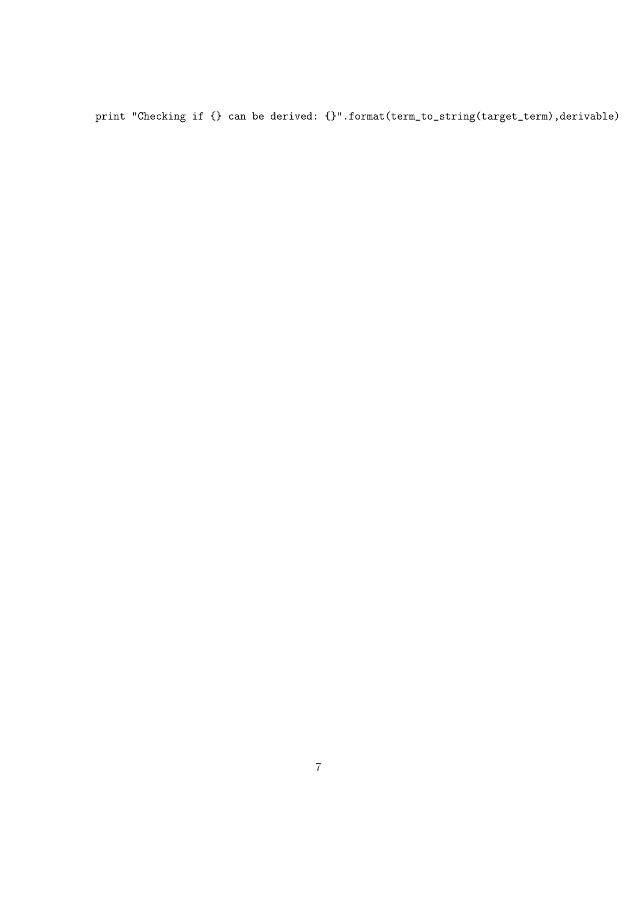```
print "Checking if {} can be derived: {}".format(term_to_string(target_term),derivable)
```